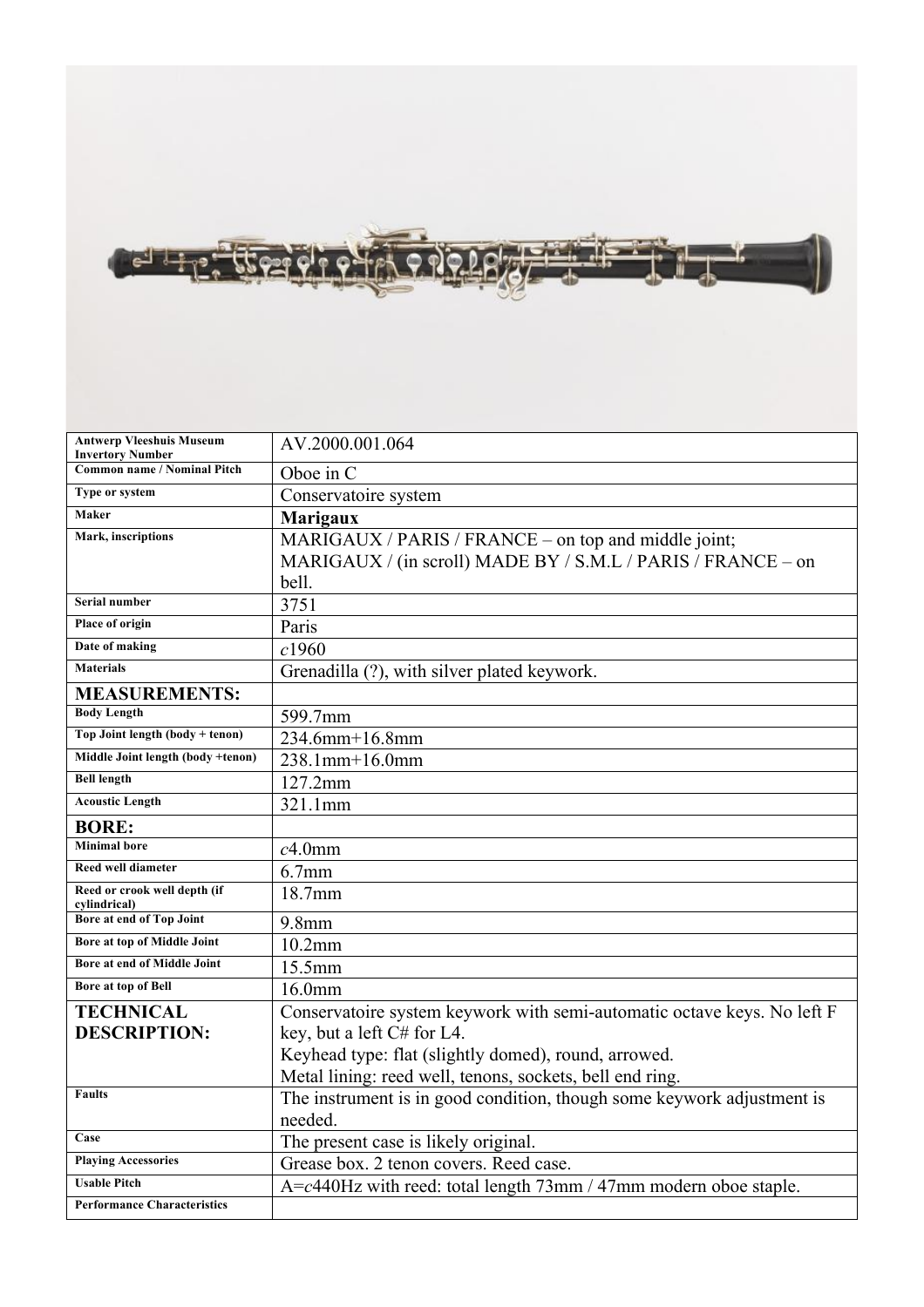| | |
|---|---|
| Antwerp Vleeshuis Museum Invertory Number | AV.2000.001.064 |
| Common name / Nominal Pitch | Oboe in C |
| Type or system | Conservatoire system |
| Maker | **Marigaux** |
| Mark, inscriptions | MARIGAUX / PARIS / FRANCE – on top and middle joint; MARIGAUX / (in scroll) MADE BY / S.M.L / PARIS / FRANCE – on bell. |
| Serial number | 3751 |
| Place of origin | Paris |
| Date of making | *c*1960 |
| Materials | Grenadilla (?), with silver plated keywork. |
| **MEASUREMENTS:** | |
| Body Length | 599.7mm |
| Top Joint length (body + tenon) | 234.6mm+16.8mm |
| Middle Joint length (body +tenon) | 238.1mm+16.0mm |
| Bell length | 127.2mm |
| Acoustic Length | 321.1mm |
| **BORE:** | |
| Minimal bore | *c*4.0mm |
| Reed well diameter | 6.7mm |
| Reed or crook well depth (if cylindrical) | 18.7mm |
| Bore at end of Top Joint | 9.8mm |
| Bore at top of Middle Joint | 10.2mm |
| Bore at end of Middle Joint | 15.5mm |
| Bore at top of Bell | 16.0mm |
| **TECHNICAL DESCRIPTION:** | Conservatoire system keywork with semi-automatic octave keys. No left F key, but a left C# for L4. Keyhead type: flat (slightly domed), round, arrowed. Metal lining: reed well, tenons, sockets, bell end ring. |
| Faults | The instrument is in good condition, though some keywork adjustment is needed. |
| Case | The present case is likely original. |
| Playing Accessories | Grease box. 2 tenon covers. Reed case. |
| Usable Pitch | A=*c*440Hz with reed: total length 73mm / 47mm modern oboe staple. |
| Performance Characteristics | |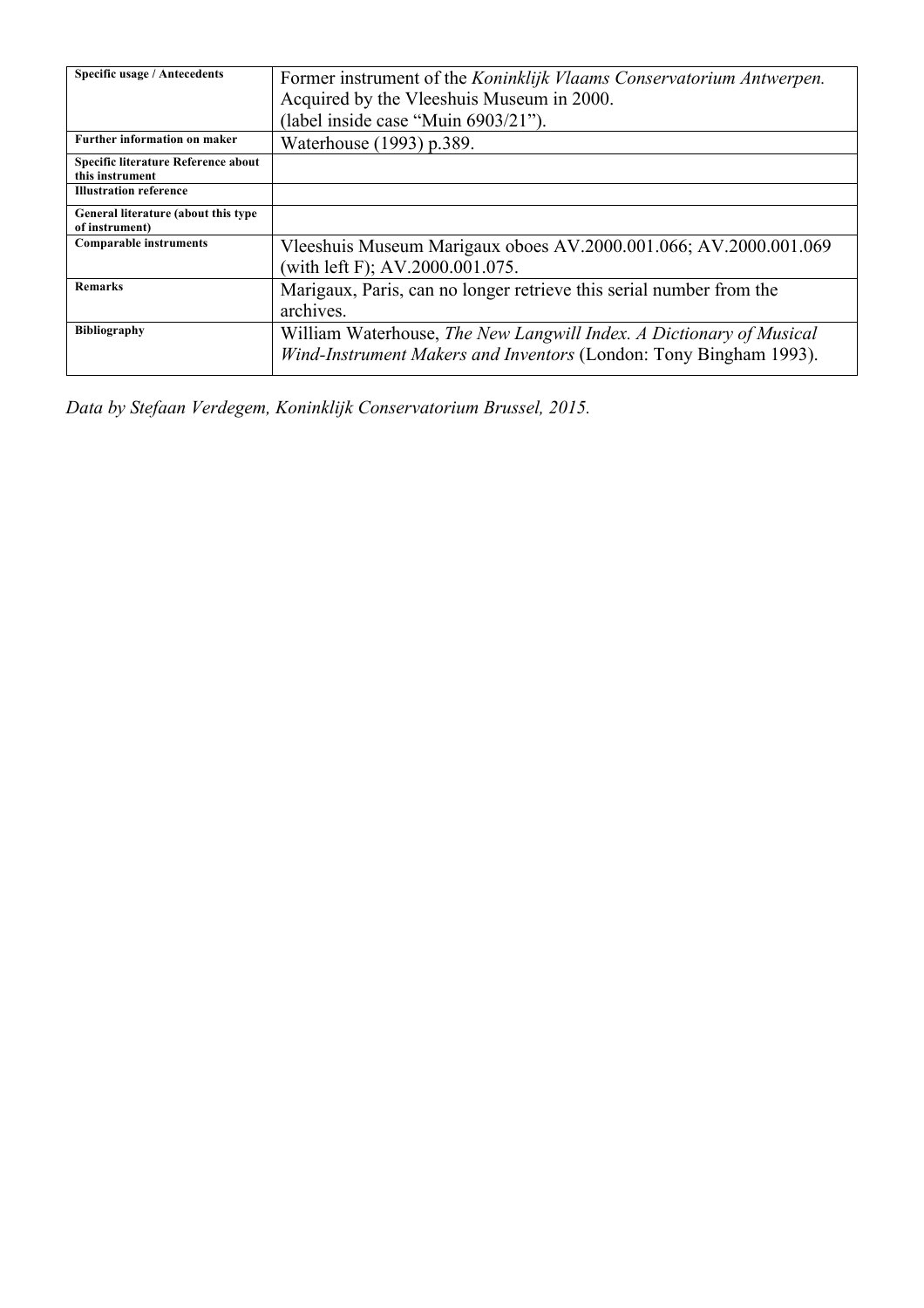| | |
|---|---|
| **Specific usage / Antecedents** | Former instrument of the *Koninklijk Vlaams Conservatorium Antwerpen.* Acquired by the Vleeshuis Museum in 2000. (label inside case "Muin 6903/21"). |
| **Further information on maker** | Waterhouse (1993) p.389. |
| **Specific literature Reference about this instrument** | |
| **Illustration reference** | |
| **General literature (about this type of instrument)** | |
| **Comparable instruments** | Vleeshuis Museum Marigaux oboes AV.2000.001.066; AV.2000.001.069 (with left F); AV.2000.001.075. |
| **Remarks** | Marigaux, Paris, can no longer retrieve this serial number from the archives. |
| **Bibliography** | William Waterhouse, *The New Langwill Index. A Dictionary of Musical Wind-Instrument Makers and Inventors* (London: Tony Bingham 1993). |

*Data by Stefaan Verdegem, Koninklijk Conservatorium Brussel, 2015.*